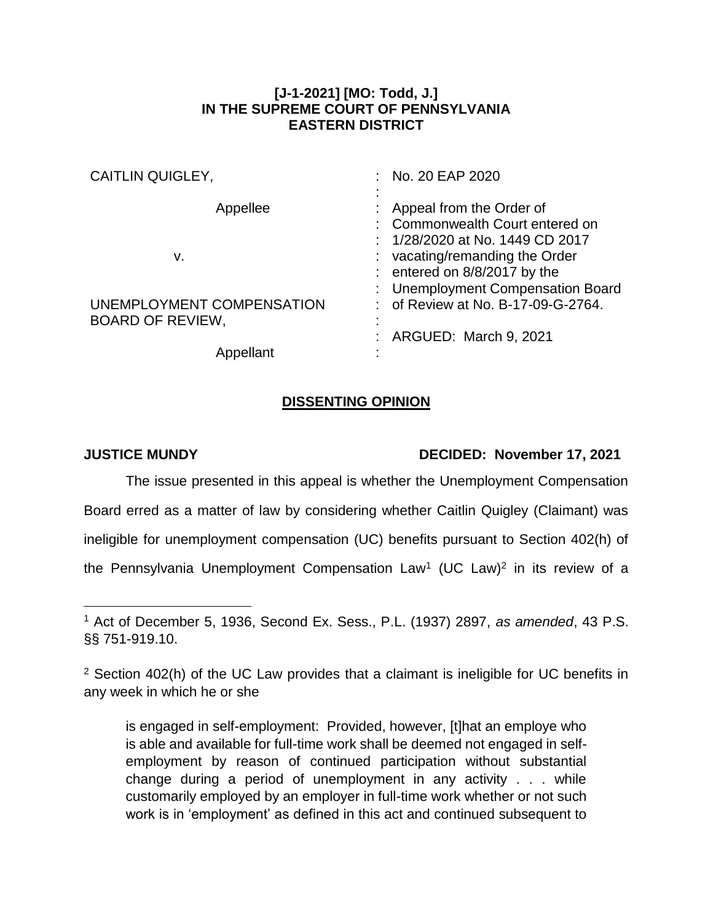**[J-1-2021] [MO: Todd, J.]**
**IN THE SUPREME COURT OF PENNSYLVANIA**
**EASTERN DISTRICT**

| | |
|---|---|
| CAITLIN QUIGLEY, | : No. 20 EAP 2020 |
| Appellee | : Appeal from the Order of Commonwealth Court entered on 1/28/2020 at No. 1449 CD 2017 |
| v. | : vacating/remanding the Order entered on 8/8/2017 by the Unemployment Compensation Board |
| UNEMPLOYMENT COMPENSATION BOARD OF REVIEW, | : of Review at No. B-17-09-G-2764. |
| | : ARGUED: March 9, 2021 |
| Appellant | : |

## DISSENTING OPINION

**JUSTICE MUNDY** **DECIDED: November 17, 2021**

The issue presented in this appeal is whether the Unemployment Compensation Board erred as a matter of law by considering whether Caitlin Quigley (Claimant) was ineligible for unemployment compensation (UC) benefits pursuant to Section 402(h) of the Pennsylvania Unemployment Compensation Law[1] (UC Law)[2] in its review of a

---

[1] Act of December 5, 1936, Second Ex. Sess., P.L. (1937) 2897, *as amended*, 43 P.S. §§ 751-919.10.

[2] Section 402(h) of the UC Law provides that a claimant is ineligible for UC benefits in any week in which he or she

> is engaged in self-employment: Provided, however, [t]hat an employe who is able and available for full-time work shall be deemed not engaged in self-employment by reason of continued participation without substantial change during a period of unemployment in any activity . . . while customarily employed by an employer in full-time work whether or not such work is in 'employment' as defined in this act and continued subsequent to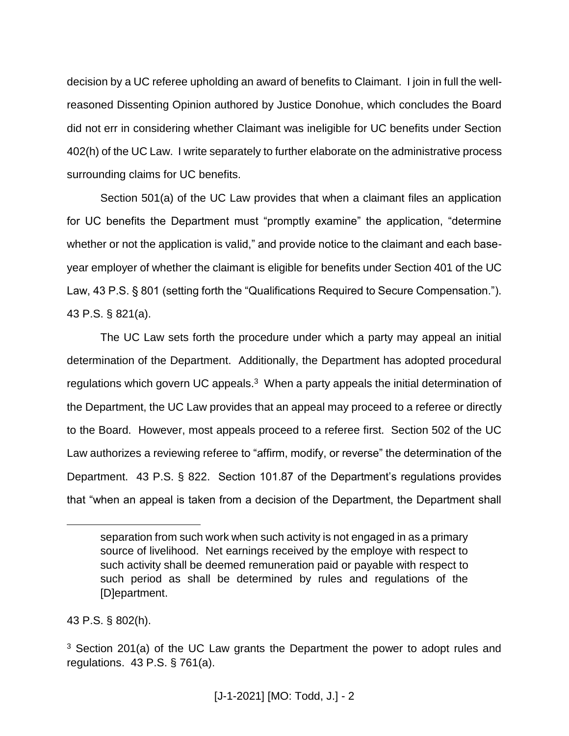decision by a UC referee upholding an award of benefits to Claimant. I join in full the well-reasoned Dissenting Opinion authored by Justice Donohue, which concludes the Board did not err in considering whether Claimant was ineligible for UC benefits under Section 402(h) of the UC Law. I write separately to further elaborate on the administrative process surrounding claims for UC benefits.

Section 501(a) of the UC Law provides that when a claimant files an application for UC benefits the Department must "promptly examine" the application, "determine whether or not the application is valid," and provide notice to the claimant and each base-year employer of whether the claimant is eligible for benefits under Section 401 of the UC Law, 43 P.S. § 801 (setting forth the "Qualifications Required to Secure Compensation."). 43 P.S. § 821(a).

The UC Law sets forth the procedure under which a party may appeal an initial determination of the Department. Additionally, the Department has adopted procedural regulations which govern UC appeals.[3] When a party appeals the initial determination of the Department, the UC Law provides that an appeal may proceed to a referee or directly to the Board. However, most appeals proceed to a referee first. Section 502 of the UC Law authorizes a reviewing referee to "affirm, modify, or reverse" the determination of the Department. 43 P.S. § 822. Section 101.87 of the Department's regulations provides that "when an appeal is taken from a decision of the Department, the Department shall

---

> separation from such work when such activity is not engaged in as a primary source of livelihood. Net earnings received by the employe with respect to such activity shall be deemed remuneration paid or payable with respect to such period as shall be determined by rules and regulations of the [D]epartment.

43 P.S. § 802(h).

[3] Section 201(a) of the UC Law grants the Department the power to adopt rules and regulations. 43 P.S. § 761(a).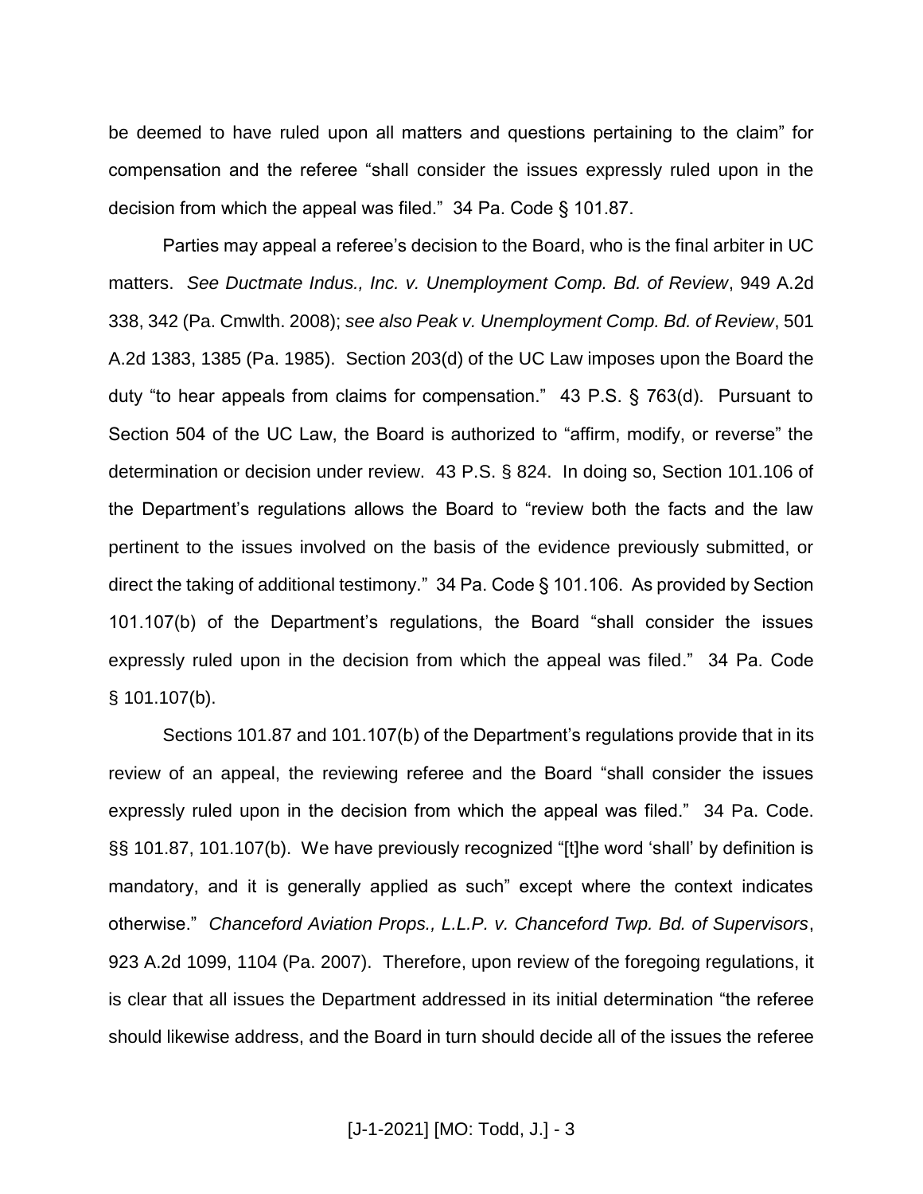be deemed to have ruled upon all matters and questions pertaining to the claim" for compensation and the referee "shall consider the issues expressly ruled upon in the decision from which the appeal was filed." 34 Pa. Code § 101.87.

Parties may appeal a referee's decision to the Board, who is the final arbiter in UC matters. *See Ductmate Indus., Inc. v. Unemployment Comp. Bd. of Review*, 949 A.2d 338, 342 (Pa. Cmwlth. 2008); *see also Peak v. Unemployment Comp. Bd. of Review*, 501 A.2d 1383, 1385 (Pa. 1985). Section 203(d) of the UC Law imposes upon the Board the duty "to hear appeals from claims for compensation." 43 P.S. § 763(d). Pursuant to Section 504 of the UC Law, the Board is authorized to "affirm, modify, or reverse" the determination or decision under review. 43 P.S. § 824. In doing so, Section 101.106 of the Department's regulations allows the Board to "review both the facts and the law pertinent to the issues involved on the basis of the evidence previously submitted, or direct the taking of additional testimony." 34 Pa. Code § 101.106. As provided by Section 101.107(b) of the Department's regulations, the Board "shall consider the issues expressly ruled upon in the decision from which the appeal was filed." 34 Pa. Code § 101.107(b).

Sections 101.87 and 101.107(b) of the Department's regulations provide that in its review of an appeal, the reviewing referee and the Board "shall consider the issues expressly ruled upon in the decision from which the appeal was filed." 34 Pa. Code. §§ 101.87, 101.107(b). We have previously recognized "[t]he word 'shall' by definition is mandatory, and it is generally applied as such" except where the context indicates otherwise." *Chanceford Aviation Props., L.L.P. v. Chanceford Twp. Bd. of Supervisors*, 923 A.2d 1099, 1104 (Pa. 2007). Therefore, upon review of the foregoing regulations, it is clear that all issues the Department addressed in its initial determination "the referee should likewise address, and the Board in turn should decide all of the issues the referee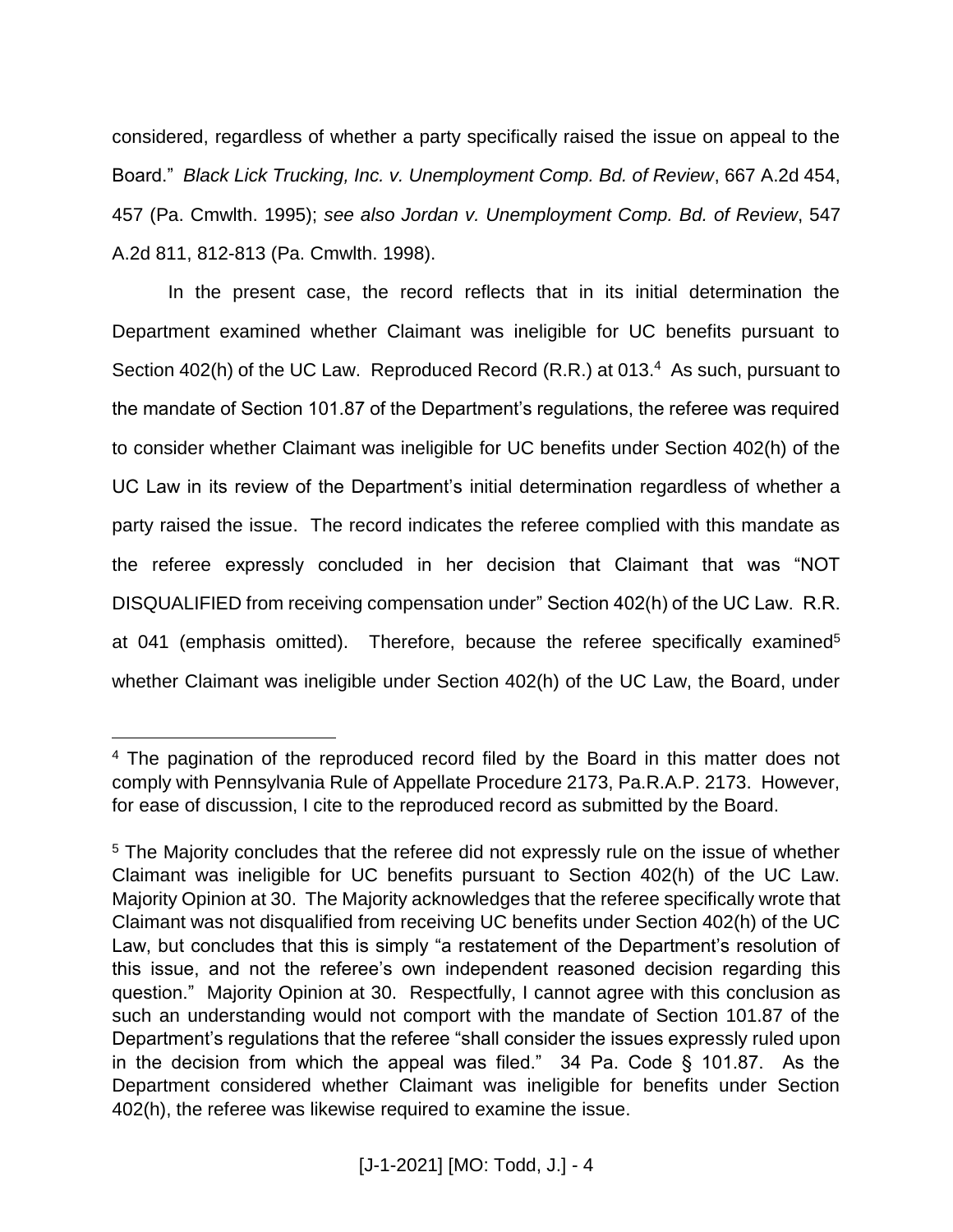considered, regardless of whether a party specifically raised the issue on appeal to the Board." *Black Lick Trucking, Inc. v. Unemployment Comp. Bd. of Review*, 667 A.2d 454, 457 (Pa. Cmwlth. 1995); *see also Jordan v. Unemployment Comp. Bd. of Review*, 547 A.2d 811, 812-813 (Pa. Cmwlth. 1998).

In the present case, the record reflects that in its initial determination the Department examined whether Claimant was ineligible for UC benefits pursuant to Section 402(h) of the UC Law. Reproduced Record (R.R.) at 013.[4] As such, pursuant to the mandate of Section 101.87 of the Department's regulations, the referee was required to consider whether Claimant was ineligible for UC benefits under Section 402(h) of the UC Law in its review of the Department's initial determination regardless of whether a party raised the issue. The record indicates the referee complied with this mandate as the referee expressly concluded in her decision that Claimant that was "NOT DISQUALIFIED from receiving compensation under" Section 402(h) of the UC Law. R.R. at 041 (emphasis omitted). Therefore, because the referee specifically examined[5] whether Claimant was ineligible under Section 402(h) of the UC Law, the Board, under

---

[4] The pagination of the reproduced record filed by the Board in this matter does not comply with Pennsylvania Rule of Appellate Procedure 2173, Pa.R.A.P. 2173. However, for ease of discussion, I cite to the reproduced record as submitted by the Board.

[5] The Majority concludes that the referee did not expressly rule on the issue of whether Claimant was ineligible for UC benefits pursuant to Section 402(h) of the UC Law. Majority Opinion at 30. The Majority acknowledges that the referee specifically wrote that Claimant was not disqualified from receiving UC benefits under Section 402(h) of the UC Law, but concludes that this is simply "a restatement of the Department's resolution of this issue, and not the referee's own independent reasoned decision regarding this question." Majority Opinion at 30. Respectfully, I cannot agree with this conclusion as such an understanding would not comport with the mandate of Section 101.87 of the Department's regulations that the referee "shall consider the issues expressly ruled upon in the decision from which the appeal was filed." 34 Pa. Code § 101.87. As the Department considered whether Claimant was ineligible for benefits under Section 402(h), the referee was likewise required to examine the issue.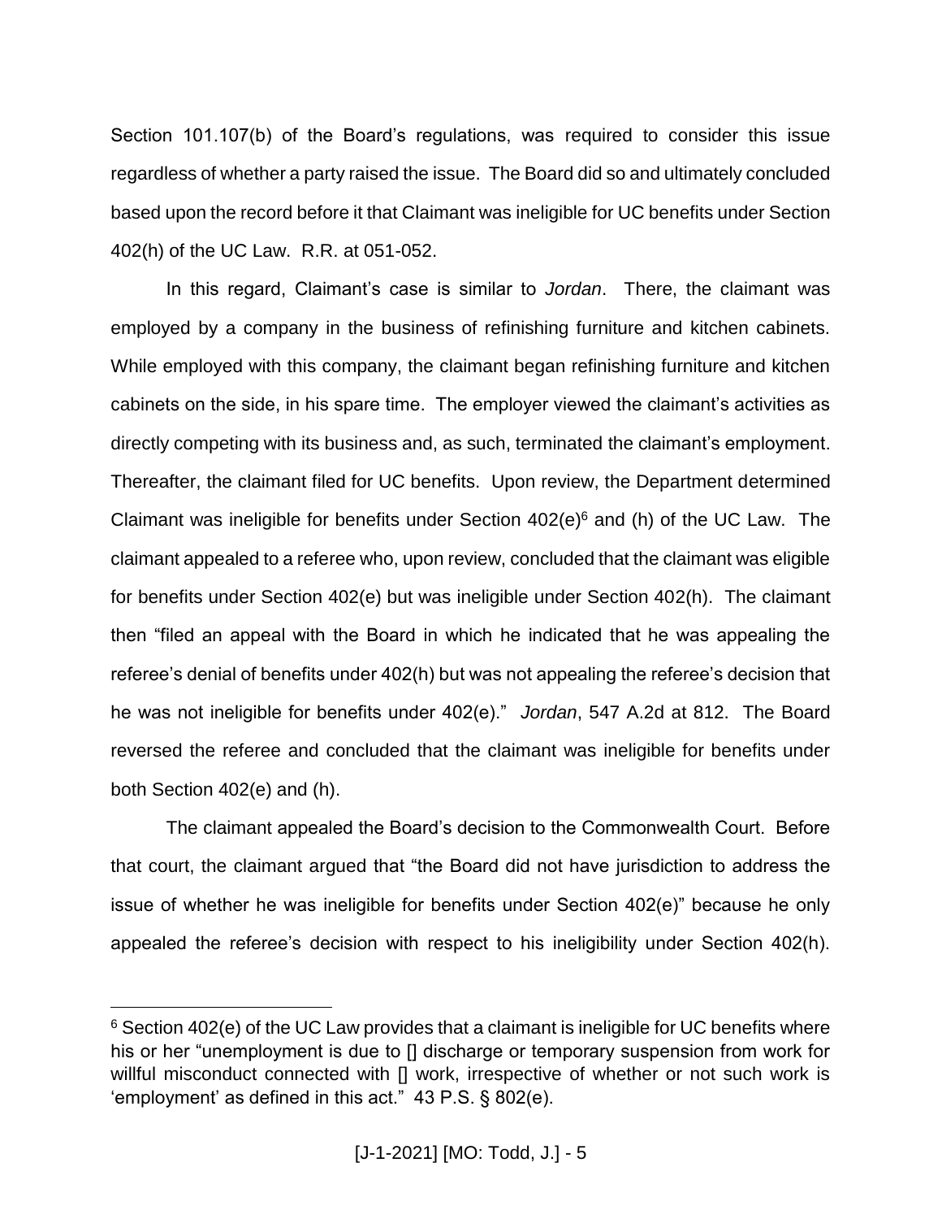Section 101.107(b) of the Board's regulations, was required to consider this issue regardless of whether a party raised the issue. The Board did so and ultimately concluded based upon the record before it that Claimant was ineligible for UC benefits under Section 402(h) of the UC Law. R.R. at 051-052.

In this regard, Claimant's case is similar to *Jordan*. There, the claimant was employed by a company in the business of refinishing furniture and kitchen cabinets. While employed with this company, the claimant began refinishing furniture and kitchen cabinets on the side, in his spare time. The employer viewed the claimant's activities as directly competing with its business and, as such, terminated the claimant's employment. Thereafter, the claimant filed for UC benefits. Upon review, the Department determined Claimant was ineligible for benefits under Section 402(e)[6] and (h) of the UC Law. The claimant appealed to a referee who, upon review, concluded that the claimant was eligible for benefits under Section 402(e) but was ineligible under Section 402(h). The claimant then "filed an appeal with the Board in which he indicated that he was appealing the referee's denial of benefits under 402(h) but was not appealing the referee's decision that he was not ineligible for benefits under 402(e)." *Jordan*, 547 A.2d at 812. The Board reversed the referee and concluded that the claimant was ineligible for benefits under both Section 402(e) and (h).

The claimant appealed the Board's decision to the Commonwealth Court. Before that court, the claimant argued that "the Board did not have jurisdiction to address the issue of whether he was ineligible for benefits under Section 402(e)" because he only appealed the referee's decision with respect to his ineligibility under Section 402(h).

---

[6] Section 402(e) of the UC Law provides that a claimant is ineligible for UC benefits where his or her "unemployment is due to [] discharge or temporary suspension from work for willful misconduct connected with [] work, irrespective of whether or not such work is 'employment' as defined in this act." 43 P.S. § 802(e).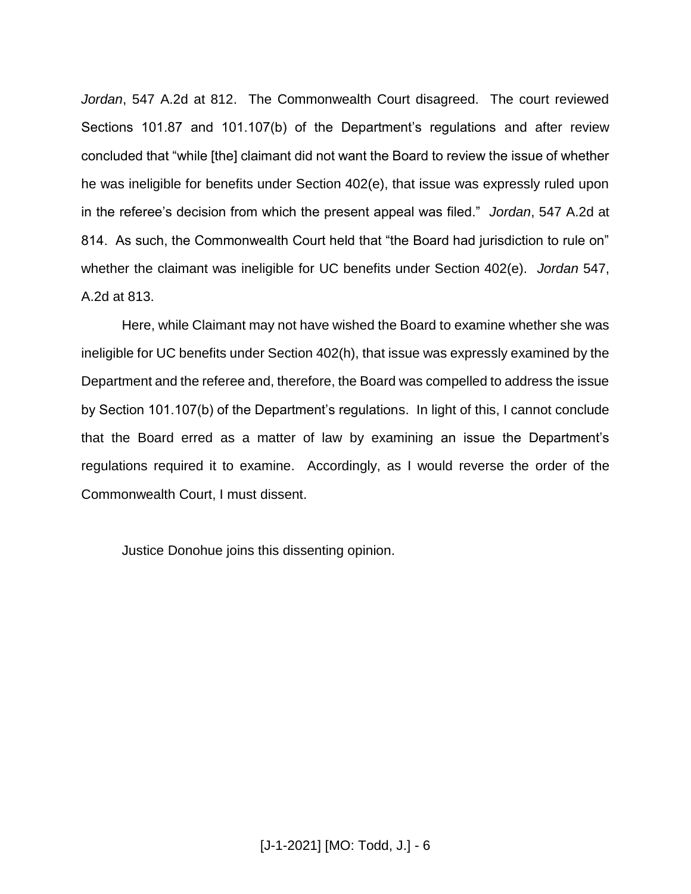*Jordan*, 547 A.2d at 812. The Commonwealth Court disagreed. The court reviewed Sections 101.87 and 101.107(b) of the Department's regulations and after review concluded that "while [the] claimant did not want the Board to review the issue of whether he was ineligible for benefits under Section 402(e), that issue was expressly ruled upon in the referee's decision from which the present appeal was filed." *Jordan*, 547 A.2d at 814. As such, the Commonwealth Court held that "the Board had jurisdiction to rule on" whether the claimant was ineligible for UC benefits under Section 402(e). *Jordan* 547, A.2d at 813.

Here, while Claimant may not have wished the Board to examine whether she was ineligible for UC benefits under Section 402(h), that issue was expressly examined by the Department and the referee and, therefore, the Board was compelled to address the issue by Section 101.107(b) of the Department's regulations. In light of this, I cannot conclude that the Board erred as a matter of law by examining an issue the Department's regulations required it to examine. Accordingly, as I would reverse the order of the Commonwealth Court, I must dissent.

Justice Donohue joins this dissenting opinion.